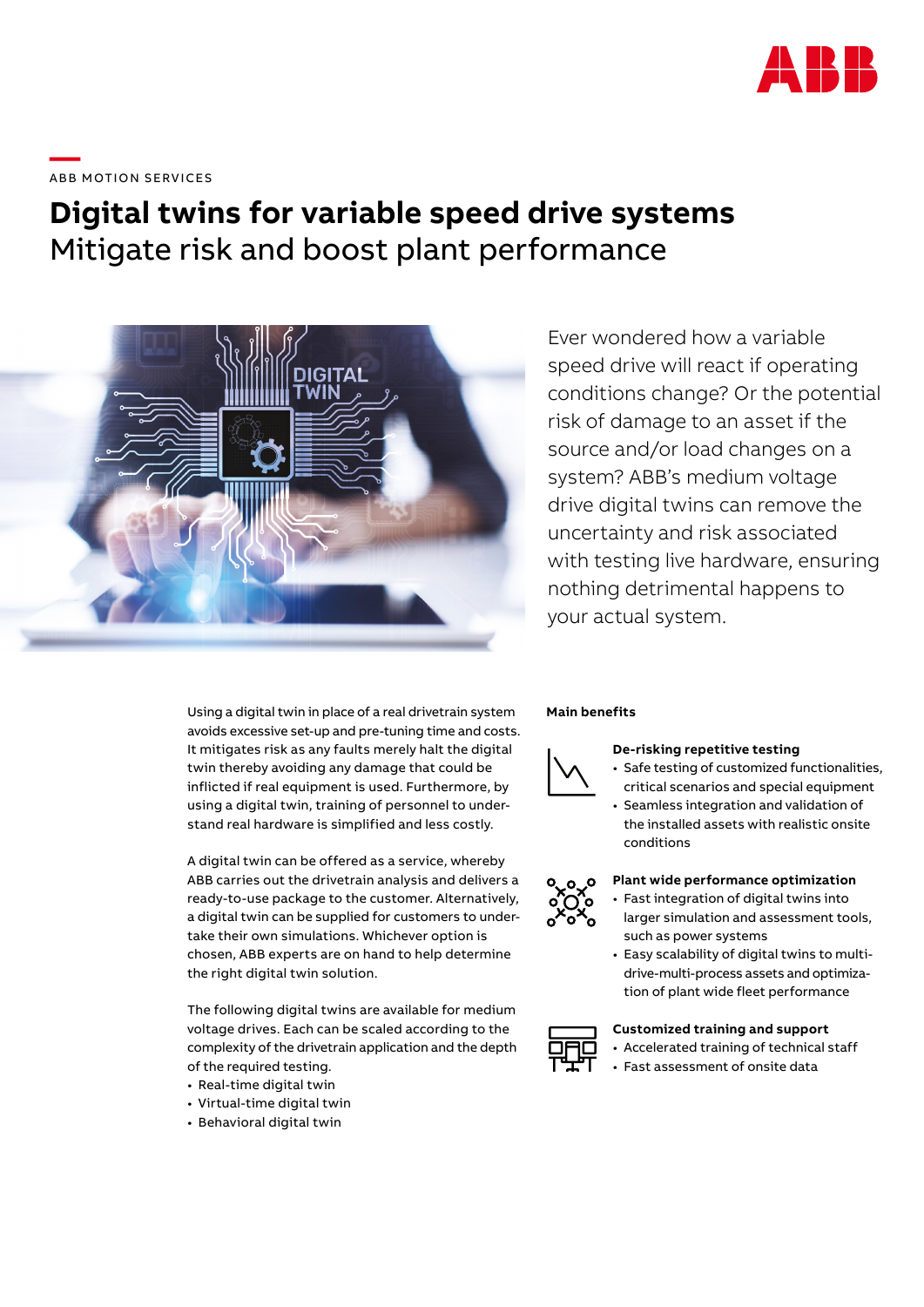ABB MOTION SERVICES

# Digital twins for variable speed drive systems

## Mitigate risk and boost plant performance

Ever wondered how a variable speed drive will react if operating conditions change? Or the potential risk of damage to an asset if the source and/or load changes on a system? ABB's medium voltage drive digital twins can remove the uncertainty and risk associated with testing live hardware, ensuring nothing detrimental happens to your actual system.

Using a digital twin in place of a real drivetrain system avoids excessive set-up and pre-tuning time and costs. It mitigates risk as any faults merely halt the digital twin thereby avoiding any damage that could be inflicted if real equipment is used. Furthermore, by using a digital twin, training of personnel to understand real hardware is simplified and less costly.

A digital twin can be offered as a service, whereby ABB carries out the drivetrain analysis and delivers a ready-to-use package to the customer. Alternatively, a digital twin can be supplied for customers to undertake their own simulations. Whichever option is chosen, ABB experts are on hand to help determine the right digital twin solution.

The following digital twins are available for medium voltage drives. Each can be scaled according to the complexity of the drivetrain application and the depth of the required testing.

- Real-time digital twin
- Virtual-time digital twin
- Behavioral digital twin

**Main benefits**

**De-risking repetitive testing**

- Safe testing of customized functionalities, critical scenarios and special equipment
- Seamless integration and validation of the installed assets with realistic onsite conditions

**Plant wide performance optimization**

- Fast integration of digital twins into larger simulation and assessment tools, such as power systems
- Easy scalability of digital twins to multi-drive-multi-process assets and optimization of plant wide fleet performance

**Customized training and support**

- Accelerated training of technical staff
- Fast assessment of onsite data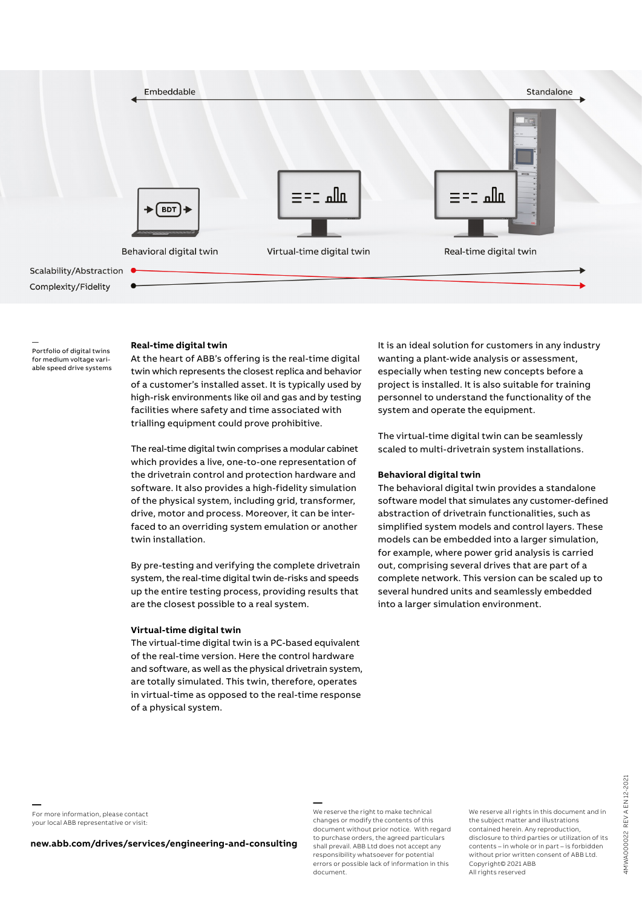Embeddable

Standalone

BDT

Behavioral digital twin

Virtual-time digital twin

Real-time digital twin

Scalability/Abstraction

Complexity/Fidelity

—
Portfolio of digital twins for medium voltage variable speed drive systems

**Real-time digital twin**
At the heart of ABB's offering is the real-time digital twin which represents the closest replica and behavior of a customer's installed asset. It is typically used by high-risk environments like oil and gas and by testing facilities where safety and time associated with trialling equipment could prove prohibitive.

The real-time digital twin comprises a modular cabinet which provides a live, one-to-one representation of the drivetrain control and protection hardware and software. It also provides a high-fidelity simulation of the physical system, including grid, transformer, drive, motor and process. Moreover, it can be interfaced to an overriding system emulation or another twin installation.

By pre-testing and verifying the complete drivetrain system, the real-time digital twin de-risks and speeds up the entire testing process, providing results that are the closest possible to a real system.

**Virtual-time digital twin**
The virtual-time digital twin is a PC-based equivalent of the real-time version. Here the control hardware and software, as well as the physical drivetrain system, are totally simulated. This twin, therefore, operates in virtual-time as opposed to the real-time response of a physical system.

It is an ideal solution for customers in any industry wanting a plant-wide analysis or assessment, especially when testing new concepts before a project is installed. It is also suitable for training personnel to understand the functionality of the system and operate the equipment.

The virtual-time digital twin can be seamlessly scaled to multi-drivetrain system installations.

**Behavioral digital twin**
The behavioral digital twin provides a standalone software model that simulates any customer-defined abstraction of drivetrain functionalities, such as simplified system models and control layers. These models can be embedded into a larger simulation, for example, where power grid analysis is carried out, comprising several drives that are part of a complete network. This version can be scaled up to several hundred units and seamlessly embedded into a larger simulation environment.

—
For more information, please contact your local ABB representative or visit:

**new.abb.com/drives/services/engineering-and-consulting**

—
We reserve the right to make technical changes or modify the contents of this document without prior notice. With regard to purchase orders, the agreed particulars shall prevail. ABB Ltd does not accept any responsibility whatsoever for potential errors or possible lack of information in this document.

We reserve all rights in this document and in the subject matter and illustrations contained herein. Any reproduction, disclosure to third parties or utilization of its contents – in whole or in part – is forbidden without prior written consent of ABB Ltd.
Copyright© 2021 ABB
All rights reserved

4MWA000022 REV A EN 12-2021